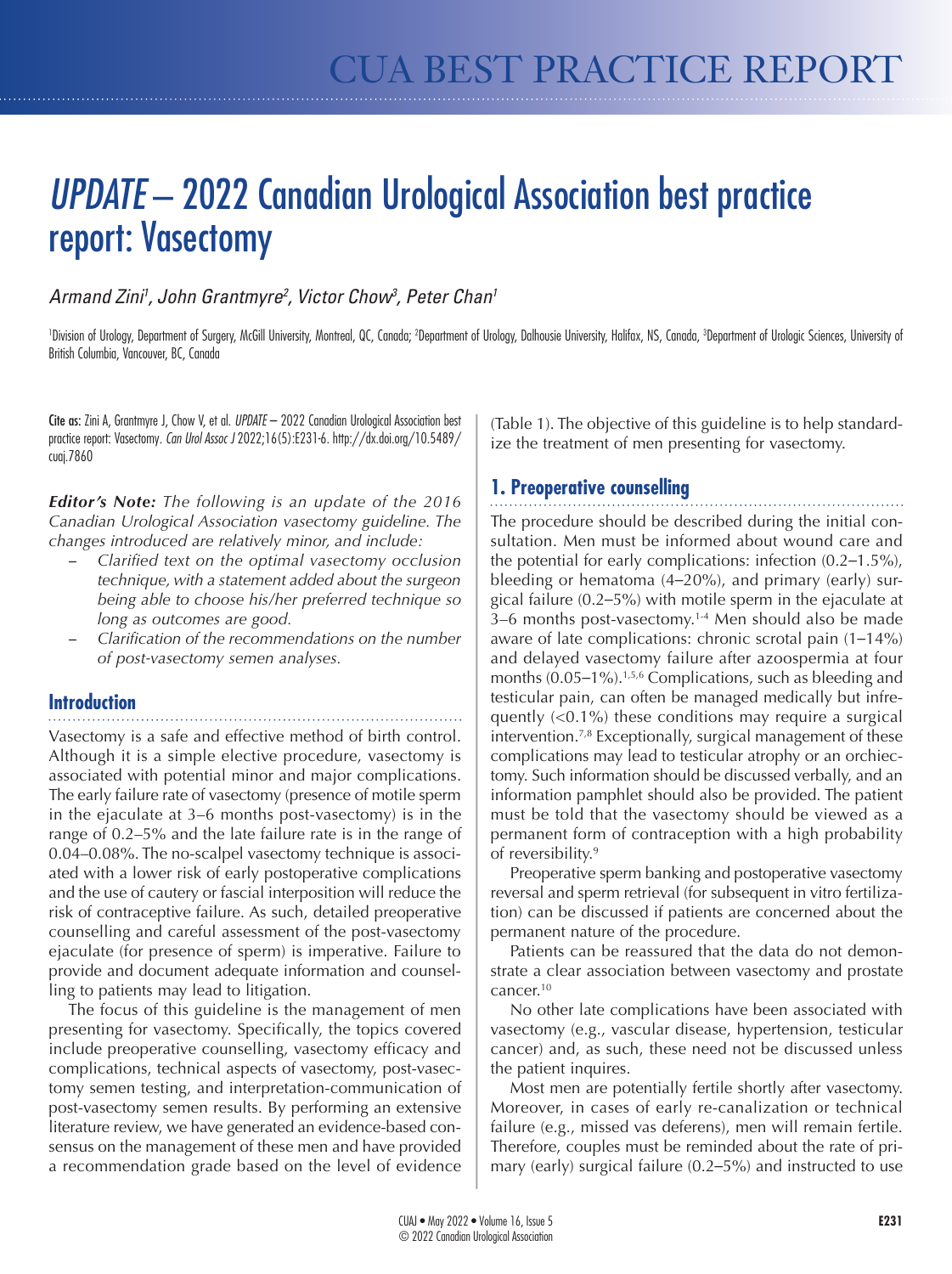# *UPDATE* – 2022 Canadian Urological Association best practice report: Vasectomy

*Armand Zini[1], John Grantmyre[2], Victor Chow[3], Peter Chan[1]*

[1]Division of Urology, Department of Surgery, McGill University, Montreal, QC, Canada; [2]Department of Urology, Dalhousie University, Halifax, NS, Canada, [3]Department of Urologic Sciences, University of British Columbia, Vancouver, BC, Canada

Cite as: Zini A, Grantmyre J, Chow V, et al. *UPDATE* – 2022 Canadian Urological Association best practice report: Vasectomy. *Can Urol Assoc J* 2022;16(5):E231-6. http://dx.doi.org/10.5489/cuaj.7860

***Editor's Note:*** *The following is an update of the 2016 Canadian Urological Association vasectomy guideline. The changes introduced are relatively minor, and include:*

- *Clarified text on the optimal vasectomy occlusion technique, with a statement added about the surgeon being able to choose his/her preferred technique so long as outcomes are good.*
- *Clarification of the recommendations on the number of post-vasectomy semen analyses.*

## Introduction

Vasectomy is a safe and effective method of birth control. Although it is a simple elective procedure, vasectomy is associated with potential minor and major complications. The early failure rate of vasectomy (presence of motile sperm in the ejaculate at 3–6 months post-vasectomy) is in the range of 0.2–5% and the late failure rate is in the range of 0.04–0.08%. The no-scalpel vasectomy technique is associated with a lower risk of early postoperative complications and the use of cautery or fascial interposition will reduce the risk of contraceptive failure. As such, detailed preoperative counselling and careful assessment of the post-vasectomy ejaculate (for presence of sperm) is imperative. Failure to provide and document adequate information and counselling to patients may lead to litigation.

The focus of this guideline is the management of men presenting for vasectomy. Specifically, the topics covered include preoperative counselling, vasectomy efficacy and complications, technical aspects of vasectomy, post-vasectomy semen testing, and interpretation-communication of post-vasectomy semen results. By performing an extensive literature review, we have generated an evidence-based consensus on the management of these men and have provided a recommendation grade based on the level of evidence (Table 1). The objective of this guideline is to help standardize the treatment of men presenting for vasectomy.

## 1. Preoperative counselling

The procedure should be described during the initial consultation. Men must be informed about wound care and the potential for early complications: infection (0.2–1.5%), bleeding or hematoma (4–20%), and primary (early) surgical failure (0.2–5%) with motile sperm in the ejaculate at 3–6 months post-vasectomy.[1-4] Men should also be made aware of late complications: chronic scrotal pain (1–14%) and delayed vasectomy failure after azoospermia at four months (0.05–1%).[1,5,6] Complications, such as bleeding and testicular pain, can often be managed medically but infrequently (<0.1%) these conditions may require a surgical intervention.[7,8] Exceptionally, surgical management of these complications may lead to testicular atrophy or an orchiectomy. Such information should be discussed verbally, and an information pamphlet should also be provided. The patient must be told that the vasectomy should be viewed as a permanent form of contraception with a high probability of reversibility.[9]

Preoperative sperm banking and postoperative vasectomy reversal and sperm retrieval (for subsequent in vitro fertilization) can be discussed if patients are concerned about the permanent nature of the procedure.

Patients can be reassured that the data do not demonstrate a clear association between vasectomy and prostate cancer.[10]

No other late complications have been associated with vasectomy (e.g., vascular disease, hypertension, testicular cancer) and, as such, these need not be discussed unless the patient inquires.

Most men are potentially fertile shortly after vasectomy. Moreover, in cases of early re-canalization or technical failure (e.g., missed vas deferens), men will remain fertile. Therefore, couples must be reminded about the rate of primary (early) surgical failure (0.2–5%) and instructed to use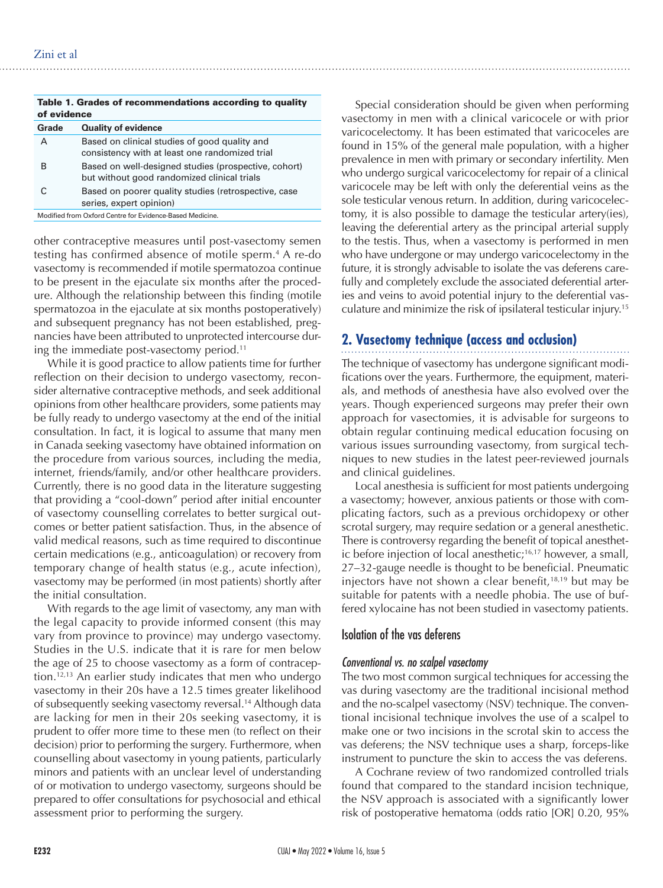**Table 1. Grades of recommendations according to quality of evidence**

| Grade | Quality of evidence |
|---|---|
| A | Based on clinical studies of good quality and consistency with at least one randomized trial |
| B | Based on well-designed studies (prospective, cohort) but without good randomized clinical trials |
| C | Based on poorer quality studies (retrospective, case series, expert opinion) |

Modified from Oxford Centre for Evidence-Based Medicine.

other contraceptive measures until post-vasectomy semen testing has confirmed absence of motile sperm.[4] A re-do vasectomy is recommended if motile spermatozoa continue to be present in the ejaculate six months after the procedure. Although the relationship between this finding (motile spermatozoa in the ejaculate at six months postoperatively) and subsequent pregnancy has not been established, pregnancies have been attributed to unprotected intercourse during the immediate post-vasectomy period.[11]

While it is good practice to allow patients time for further reflection on their decision to undergo vasectomy, reconsider alternative contraceptive methods, and seek additional opinions from other healthcare providers, some patients may be fully ready to undergo vasectomy at the end of the initial consultation. In fact, it is logical to assume that many men in Canada seeking vasectomy have obtained information on the procedure from various sources, including the media, internet, friends/family, and/or other healthcare providers. Currently, there is no good data in the literature suggesting that providing a "cool-down" period after initial encounter of vasectomy counselling correlates to better surgical outcomes or better patient satisfaction. Thus, in the absence of valid medical reasons, such as time required to discontinue certain medications (e.g., anticoagulation) or recovery from temporary change of health status (e.g., acute infection), vasectomy may be performed (in most patients) shortly after the initial consultation.

With regards to the age limit of vasectomy, any man with the legal capacity to provide informed consent (this may vary from province to province) may undergo vasectomy. Studies in the U.S. indicate that it is rare for men below the age of 25 to choose vasectomy as a form of contraception.[12,13] An earlier study indicates that men who undergo vasectomy in their 20s have a 12.5 times greater likelihood of subsequently seeking vasectomy reversal.[14] Although data are lacking for men in their 20s seeking vasectomy, it is prudent to offer more time to these men (to reflect on their decision) prior to performing the surgery. Furthermore, when counselling about vasectomy in young patients, particularly minors and patients with an unclear level of understanding of or motivation to undergo vasectomy, surgeons should be prepared to offer consultations for psychosocial and ethical assessment prior to performing the surgery.

Special consideration should be given when performing vasectomy in men with a clinical varicocele or with prior varicocelectomy. It has been estimated that varicoceles are found in 15% of the general male population, with a higher prevalence in men with primary or secondary infertility. Men who undergo surgical varicocelectomy for repair of a clinical varicocele may be left with only the deferential veins as the sole testicular venous return. In addition, during varicocelectomy, it is also possible to damage the testicular artery(ies), leaving the deferential artery as the principal arterial supply to the testis. Thus, when a vasectomy is performed in men who have undergone or may undergo varicocelectomy in the future, it is strongly advisable to isolate the vas deferens carefully and completely exclude the associated deferential arteries and veins to avoid potential injury to the deferential vasculature and minimize the risk of ipsilateral testicular injury.[15]

## 2. Vasectomy technique (access and occlusion)

The technique of vasectomy has undergone significant modifications over the years. Furthermore, the equipment, materials, and methods of anesthesia have also evolved over the years. Though experienced surgeons may prefer their own approach for vasectomies, it is advisable for surgeons to obtain regular continuing medical education focusing on various issues surrounding vasectomy, from surgical techniques to new studies in the latest peer-reviewed journals and clinical guidelines.

Local anesthesia is sufficient for most patients undergoing a vasectomy; however, anxious patients or those with complicating factors, such as a previous orchidopexy or other scrotal surgery, may require sedation or a general anesthetic. There is controversy regarding the benefit of topical anesthetic before injection of local anesthetic;[16,17] however, a small, 27–32-gauge needle is thought to be beneficial. Pneumatic injectors have not shown a clear benefit,[18,19] but may be suitable for patents with a needle phobia. The use of buffered xylocaine has not been studied in vasectomy patients.

### Isolation of the vas deferens

#### *Conventional vs. no scalpel vasectomy*

The two most common surgical techniques for accessing the vas during vasectomy are the traditional incisional method and the no-scalpel vasectomy (NSV) technique. The conventional incisional technique involves the use of a scalpel to make one or two incisions in the scrotal skin to access the vas deferens; the NSV technique uses a sharp, forceps-like instrument to puncture the skin to access the vas deferens.

A Cochrane review of two randomized controlled trials found that compared to the standard incision technique, the NSV approach is associated with a significantly lower risk of postoperative hematoma (odds ratio [OR] 0.20, 95%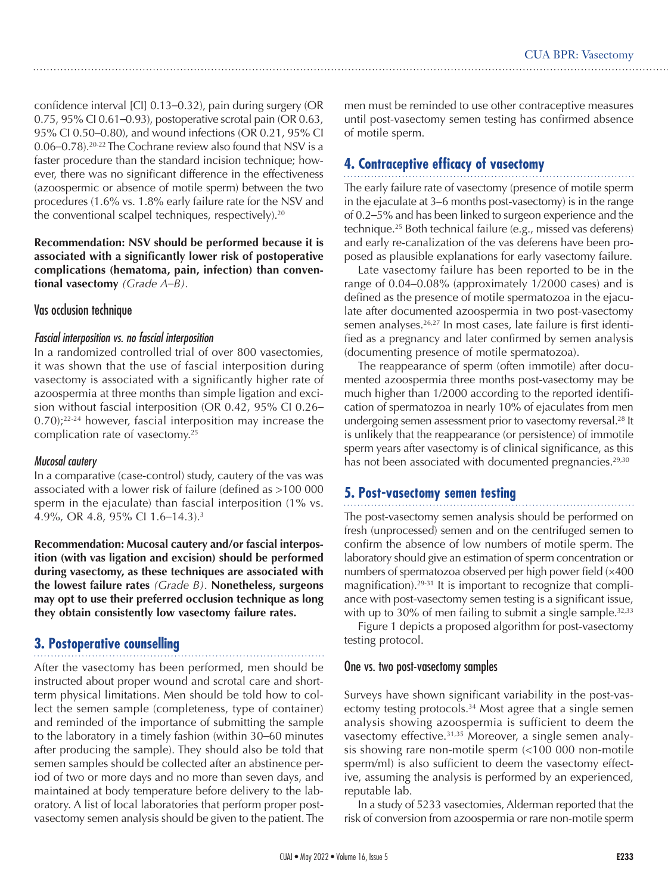confidence interval [CI] 0.13–0.32), pain during surgery (OR 0.75, 95% CI 0.61–0.93), postoperative scrotal pain (OR 0.63, 95% CI 0.50–0.80), and wound infections (OR 0.21, 95% CI 0.06–0.78).[20-22] The Cochrane review also found that NSV is a faster procedure than the standard incision technique; however, there was no significant difference in the effectiveness (azoospermic or absence of motile sperm) between the two procedures (1.6% vs. 1.8% early failure rate for the NSV and the conventional scalpel techniques, respectively).[20]

**Recommendation: NSV should be performed because it is associated with a significantly lower risk of postoperative complications (hematoma, pain, infection) than conventional vasectomy** *(Grade A–B)*.

### Vas occlusion technique

#### *Fascial interposition vs. no fascial interposition*

In a randomized controlled trial of over 800 vasectomies, it was shown that the use of fascial interposition during vasectomy is associated with a significantly higher rate of azoospermia at three months than simple ligation and excision without fascial interposition (OR 0.42, 95% CI 0.26–0.70);[22-24] however, fascial interposition may increase the complication rate of vasectomy.[25]

#### *Mucosal cautery*

In a comparative (case-control) study, cautery of the vas was associated with a lower risk of failure (defined as >100 000 sperm in the ejaculate) than fascial interposition (1% vs. 4.9%, OR 4.8, 95% CI 1.6–14.3).[3]

**Recommendation: Mucosal cautery and/or fascial interposition (with vas ligation and excision) should be performed during vasectomy, as these techniques are associated with the lowest failure rates** *(Grade B)*. **Nonetheless, surgeons may opt to use their preferred occlusion technique as long they obtain consistently low vasectomy failure rates.**

## 3. Postoperative counselling

After the vasectomy has been performed, men should be instructed about proper wound and scrotal care and short-term physical limitations. Men should be told how to collect the semen sample (completeness, type of container) and reminded of the importance of submitting the sample to the laboratory in a timely fashion (within 30–60 minutes after producing the sample). They should also be told that semen samples should be collected after an abstinence period of two or more days and no more than seven days, and maintained at body temperature before delivery to the laboratory. A list of local laboratories that perform proper post-vasectomy semen analysis should be given to the patient. The men must be reminded to use other contraceptive measures until post-vasectomy semen testing has confirmed absence of motile sperm.

## 4. Contraceptive efficacy of vasectomy

The early failure rate of vasectomy (presence of motile sperm in the ejaculate at 3–6 months post-vasectomy) is in the range of 0.2–5% and has been linked to surgeon experience and the technique.[25] Both technical failure (e.g., missed vas deferens) and early re-canalization of the vas deferens have been proposed as plausible explanations for early vasectomy failure.

Late vasectomy failure has been reported to be in the range of 0.04–0.08% (approximately 1/2000 cases) and is defined as the presence of motile spermatozoa in the ejaculate after documented azoospermia in two post-vasectomy semen analyses.[26,27] In most cases, late failure is first identified as a pregnancy and later confirmed by semen analysis (documenting presence of motile spermatozoa).

The reappearance of sperm (often immotile) after documented azoospermia three months post-vasectomy may be much higher than 1/2000 according to the reported identification of spermatozoa in nearly 10% of ejaculates from men undergoing semen assessment prior to vasectomy reversal.[28] It is unlikely that the reappearance (or persistence) of immotile sperm years after vasectomy is of clinical significance, as this has not been associated with documented pregnancies.[29,30]

## 5. Post-vasectomy semen testing

The post-vasectomy semen analysis should be performed on fresh (unprocessed) semen and on the centrifuged semen to confirm the absence of low numbers of motile sperm. The laboratory should give an estimation of sperm concentration or numbers of spermatozoa observed per high power field (×400 magnification).[29-31] It is important to recognize that compliance with post-vasectomy semen testing is a significant issue, with up to 30% of men failing to submit a single sample.[32,33]

Figure 1 depicts a proposed algorithm for post-vasectomy testing protocol.

### One vs. two post-vasectomy samples

Surveys have shown significant variability in the post-vasectomy testing protocols.[34] Most agree that a single semen analysis showing azoospermia is sufficient to deem the vasectomy effective.[31,35] Moreover, a single semen analysis showing rare non-motile sperm (<100 000 non-motile sperm/ml) is also sufficient to deem the vasectomy effective, assuming the analysis is performed by an experienced, reputable lab.

In a study of 5233 vasectomies, Alderman reported that the risk of conversion from azoospermia or rare non-motile sperm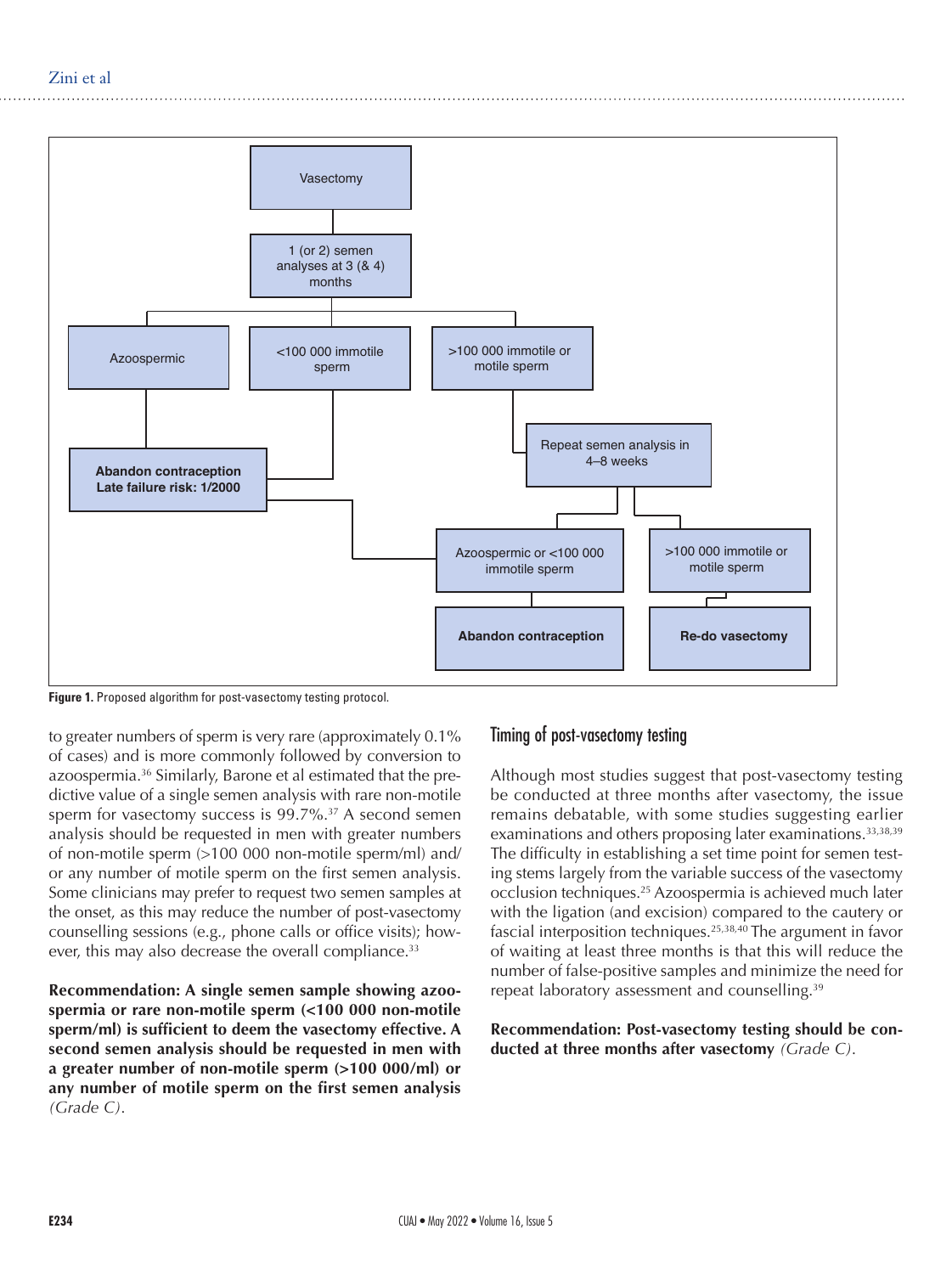Vasectomy

1 (or 2) semen analyses at 3 (& 4) months

Azoospermic

<100 000 immotile sperm

>100 000 immotile or motile sperm

Repeat semen analysis in 4–8 weeks

**Abandon contraception Late failure risk: 1/2000**

Azoospermic or <100 000 immotile sperm

>100 000 immotile or motile sperm

**Abandon contraception**

**Re-do vasectomy**

**Figure 1.** Proposed algorithm for post-vasectomy testing protocol.

to greater numbers of sperm is very rare (approximately 0.1% of cases) and is more commonly followed by conversion to azoospermia.[36] Similarly, Barone et al estimated that the predictive value of a single semen analysis with rare non-motile sperm for vasectomy success is 99.7%.[37] A second semen analysis should be requested in men with greater numbers of non-motile sperm (>100 000 non-motile sperm/ml) and/or any number of motile sperm on the first semen analysis. Some clinicians may prefer to request two semen samples at the onset, as this may reduce the number of post-vasectomy counselling sessions (e.g., phone calls or office visits); however, this may also decrease the overall compliance.[33]

**Recommendation: A single semen sample showing azoospermia or rare non-motile sperm (<100 000 non-motile sperm/ml) is sufficient to deem the vasectomy effective. A second semen analysis should be requested in men with a greater number of non-motile sperm (>100 000/ml) or any number of motile sperm on the first semen analysis** *(Grade C)*.

## Timing of post-vasectomy testing

Although most studies suggest that post-vasectomy testing be conducted at three months after vasectomy, the issue remains debatable, with some studies suggesting earlier examinations and others proposing later examinations.[33,38,39] The difficulty in establishing a set time point for semen testing stems largely from the variable success of the vasectomy occlusion techniques.[25] Azoospermia is achieved much later with the ligation (and excision) compared to the cautery or fascial interposition techniques.[25,38,40] The argument in favor of waiting at least three months is that this will reduce the number of false-positive samples and minimize the need for repeat laboratory assessment and counselling.[39]

**Recommendation: Post-vasectomy testing should be conducted at three months after vasectomy** *(Grade C)*.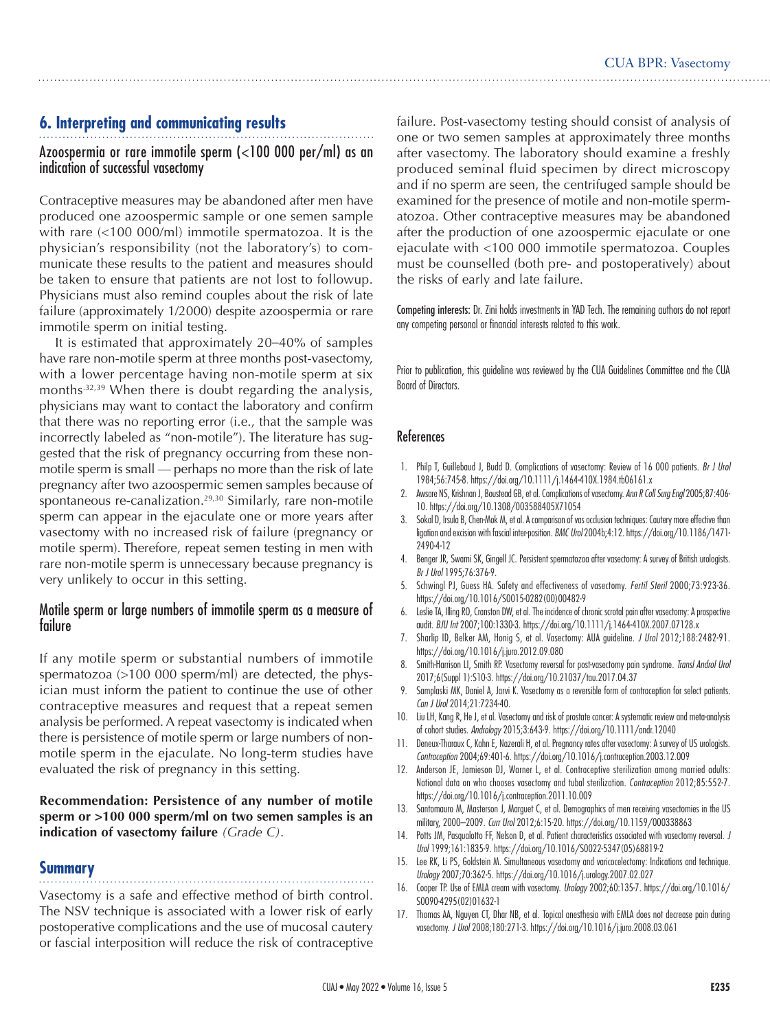## 6. Interpreting and communicating results

### Azoospermia or rare immotile sperm (<100 000 per/ml) as an indication of successful vasectomy

Contraceptive measures may be abandoned after men have produced one azoospermic sample or one semen sample with rare (<100 000/ml) immotile spermatozoa. It is the physician's responsibility (not the laboratory's) to communicate these results to the patient and measures should be taken to ensure that patients are not lost to followup. Physicians must also remind couples about the risk of late failure (approximately 1/2000) despite azoospermia or rare immotile sperm on initial testing.

It is estimated that approximately 20–40% of samples have rare non-motile sperm at three months post-vasectomy, with a lower percentage having non-motile sperm at six months.[32,39] When there is doubt regarding the analysis, physicians may want to contact the laboratory and confirm that there was no reporting error (i.e., that the sample was incorrectly labeled as "non-motile"). The literature has suggested that the risk of pregnancy occurring from these non-motile sperm is small — perhaps no more than the risk of late pregnancy after two azoospermic semen samples because of spontaneous re-canalization.[29,30] Similarly, rare non-motile sperm can appear in the ejaculate one or more years after vasectomy with no increased risk of failure (pregnancy or motile sperm). Therefore, repeat semen testing in men with rare non-motile sperm is unnecessary because pregnancy is very unlikely to occur in this setting.

### Motile sperm or large numbers of immotile sperm as a measure of failure

If any motile sperm or substantial numbers of immotile spermatozoa (>100 000 sperm/ml) are detected, the physician must inform the patient to continue the use of other contraceptive measures and request that a repeat semen analysis be performed. A repeat vasectomy is indicated when there is persistence of motile sperm or large numbers of non-motile sperm in the ejaculate. No long-term studies have evaluated the risk of pregnancy in this setting.

**Recommendation: Persistence of any number of motile sperm or >100 000 sperm/ml on two semen samples is an indication of vasectomy failure** *(Grade C)*.

## Summary

Vasectomy is a safe and effective method of birth control. The NSV technique is associated with a lower risk of early postoperative complications and the use of mucosal cautery or fascial interposition will reduce the risk of contraceptive failure. Post-vasectomy testing should consist of analysis of one or two semen samples at approximately three months after vasectomy. The laboratory should examine a freshly produced seminal fluid specimen by direct microscopy and if no sperm are seen, the centrifuged sample should be examined for the presence of motile and non-motile spermatozoa. Other contraceptive measures may be abandoned after the production of one azoospermic ejaculate or one ejaculate with <100 000 immotile spermatozoa. Couples must be counselled (both pre- and postoperatively) about the risks of early and late failure.

Competing interests: Dr. Zini holds investments in YAD Tech. The remaining authors do not report any competing personal or financial interests related to this work.

Prior to publication, this guideline was reviewed by the CUA Guidelines Committee and the CUA Board of Directors.

## References

1. Philp T, Guillebaud J, Budd D. Complications of vasectomy: Review of 16 000 patients. *Br J Urol* 1984;56:745-8. https://doi.org/10.1111/j.1464-410X.1984.tb06161.x
2. Awsare NS, Krishnan J, Boustead GB, et al. Complications of vasectomy. *Ann R Coll Surg Engl* 2005;87:406-10. https://doi.org/10.1308/003588405X71054
3. Sokal D, Irsula B, Chen-Mok M, et al. A comparison of vas occlusion techniques: Cautery more effective than ligation and excision with fascial inter-position. *BMC Urol* 2004b;4:12. https://doi.org/10.1186/1471-2490-4-12
4. Benger JR, Swami SK, Gingell JC. Persistent spermatozoa after vasectomy: A survey of British urologists. *Br J Urol* 1995;76:376-9.
5. Schwingl PJ, Guess HA. Safety and effectiveness of vasectomy. *Fertil Steril* 2000;73:923-36. https://doi.org/10.1016/S0015-0282(00)00482-9
6. Leslie TA, Illing RO, Cranston DW, et al. The incidence of chronic scrotal pain after vasectomy: A prospective audit. *BJU Int* 2007;100:1330-3. https://doi.org/10.1111/j.1464-410X.2007.07128.x
7. Sharlip ID, Belker AM, Honig S, et al. Vasectomy: AUA guideline. *J Urol* 2012;188:2482-91. https://doi.org/10.1016/j.juro.2012.09.080
8. Smith-Harrison LI, Smith RP. Vasectomy reversal for post-vasectomy pain syndrome. *Transl Androl Urol* 2017;6(Suppl 1):S10-3. https://doi.org/10.21037/tau.2017.04.37
9. Samplaski MK, Daniel A, Jarvi K. Vasectomy as a reversible form of contraception for select patients. *Can J Urol* 2014;21:7234-40.
10. Liu LH, Kang R, He J, et al. Vasectomy and risk of prostate cancer: A systematic review and meta-analysis of cohort studies. *Andrology* 2015;3:643-9. https://doi.org/10.1111/andr.12040
11. Deneux-Tharaux C, Kahn E, Nazerali H, et al. Pregnancy rates after vasectomy: A survey of US urologists. *Contraception* 2004;69:401-6. https://doi.org/10.1016/j.contraception.2003.12.009
12. Anderson JE, Jamieson DJ, Warner L, et al. Contraceptive sterilization among married adults: National data on who chooses vasectomy and tubal sterilization. *Contraception* 2012;85:552-7. https://doi.org/10.1016/j.contraception.2011.10.009
13. Santomauro M, Masterson J, Marguet C, et al. Demographics of men receiving vasectomies in the US military, 2000–2009. *Curr Urol* 2012;6:15-20. https://doi.org/10.1159/000338863
14. Potts JM, Pasqualotto FF, Nelson D, et al. Patient characteristics associated with vasectomy reversal. *J Urol* 1999;161:1835-9. https://doi.org/10.1016/S0022-5347(05)68819-2
15. Lee RK, Li PS, Goldstein M. Simultaneous vasectomy and varicocelectomy: Indications and technique. *Urology* 2007;70:362-5. https://doi.org/10.1016/j.urology.2007.02.027
16. Cooper TP. Use of EMLA cream with vasectomy. *Urology* 2002;60:135-7. https://doi.org/10.1016/S0090-4295(02)01632-1
17. Thomas AA, Nguyen CT, Dhar NB, et al. Topical anesthesia with EMLA does not decrease pain during vasectomy. *J Urol* 2008;180:271-3. https://doi.org/10.1016/j.juro.2008.03.061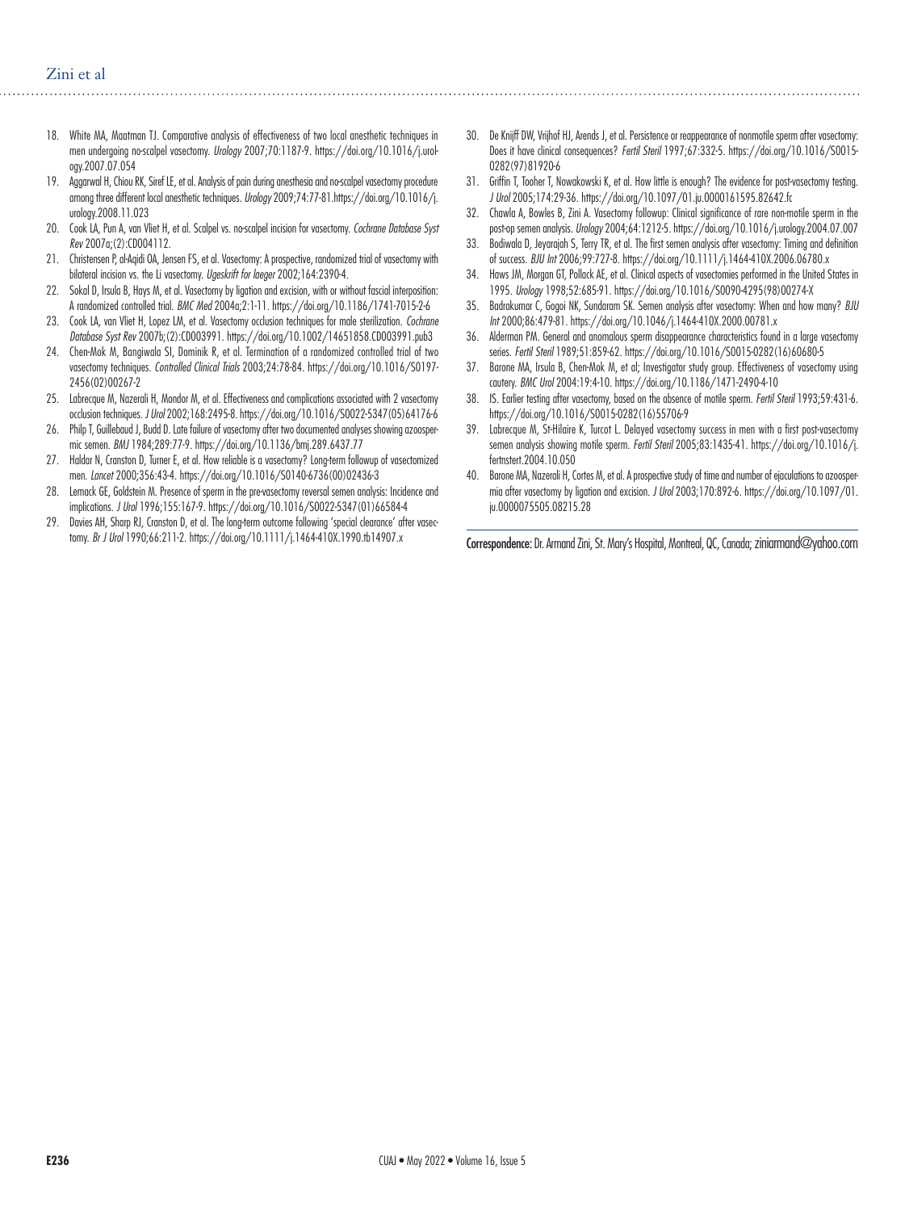18. White MA, Maatman TJ. Comparative analysis of effectiveness of two local anesthetic techniques in men undergoing no-scalpel vasectomy. *Urology* 2007;70:1187-9. https://doi.org/10.1016/j.urology.2007.07.054
19. Aggarwal H, Chiou RK, Siref LE, et al. Analysis of pain during anesthesia and no-scalpel vasectomy procedure among three different local anesthetic techniques. *Urology* 2009;74:77-81.https://doi.org/10.1016/j.urology.2008.11.023
20. Cook LA, Pun A, van Vliet H, et al. Scalpel vs. no-scalpel incision for vasectomy. *Cochrane Database Syst Rev* 2007a;(2):CD004112.
21. Christensen P, al-Aqidi OA, Jensen FS, et al. Vasectomy: A prospective, randomized trial of vasectomy with bilateral incision vs. the Li vasectomy. *Ugeskrift for laeger* 2002;164:2390-4.
22. Sokal D, Irsula B, Hays M, et al. Vasectomy by ligation and excision, with or without fascial interposition: A randomized controlled trial. *BMC Med* 2004a;2:1-11. https://doi.org/10.1186/1741-7015-2-6
23. Cook LA, van Vliet H, Lopez LM, et al. Vasectomy occlusion techniques for male sterilization. *Cochrane Database Syst Rev* 2007b;(2):CD003991. https://doi.org/10.1002/14651858.CD003991.pub3
24. Chen-Mok M, Bangiwala SI, Dominik R, et al. Termination of a randomized controlled trial of two vasectomy techniques. *Controlled Clinical Trials* 2003;24:78-84. https://doi.org/10.1016/S0197-2456(02)00267-2
25. Labrecque M, Nazerali H, Mondor M, et al. Effectiveness and complications associated with 2 vasectomy occlusion techniques. *J Urol* 2002;168:2495-8. https://doi.org/10.1016/S0022-5347(05)64176-6
26. Philp T, Guillebaud J, Budd D. Late failure of vasectomy after two documented analyses showing azoospermic semen. *BMJ* 1984;289:77-9. https://doi.org/10.1136/bmj.289.6437.77
27. Haldar N, Cranston D, Turner E, et al. How reliable is a vasectomy? Long-term followup of vasectomized men. *Lancet* 2000;356:43-4. https://doi.org/10.1016/S0140-6736(00)02436-3
28. Lemack GE, Goldstein M. Presence of sperm in the pre-vasectomy reversal semen analysis: Incidence and implications. *J Urol* 1996;155:167-9. https://doi.org/10.1016/S0022-5347(01)66584-4
29. Davies AH, Sharp RJ, Cranston D, et al. The long-term outcome following 'special clearance' after vasectomy. *Br J Urol* 1990;66:211-2. https://doi.org/10.1111/j.1464-410X.1990.tb14907.x
30. De Knijff DW, Vrijhof HJ, Arends J, et al. Persistence or reappearance of nonmotile sperm after vasectomy: Does it have clinical consequences? *Fertil Steril* 1997;67:332-5. https://doi.org/10.1016/S0015-0282(97)81920-6
31. Griffin T, Tooher T, Nowakowski K, et al. How little is enough? The evidence for post-vasectomy testing. *J Urol* 2005;174:29-36. https://doi.org/10.1097/01.ju.0000161595.82642.fc
32. Chawla A, Bowles B, Zini A. Vasectomy followup: Clinical significance of rare non-motile sperm in the post-op semen analysis. *Urology* 2004;64:1212-5. https://doi.org/10.1016/j.urology.2004.07.007
33. Bodiwala D, Jeyarajah S, Terry TR, et al. The first semen analysis after vasectomy: Timing and definition of success. *BJU Int* 2006;99:727-8. https://doi.org/10.1111/j.1464-410X.2006.06780.x
34. Haws JM, Morgan GT, Pollack AE, et al. Clinical aspects of vasectomies performed in the United States in 1995. *Urology* 1998;52:685-91. https://doi.org/10.1016/S0090-4295(98)00274-X
35. Badrakumar C, Gogoi NK, Sundaram SK. Semen analysis after vasectomy: When and how many? *BJU Int* 2000;86:479-81. https://doi.org/10.1046/j.1464-410X.2000.00781.x
36. Alderman PM. General and anomalous sperm disappearance characteristics found in a large vasectomy series. *Fertil Steril* 1989;51:859-62. https://doi.org/10.1016/S0015-0282(16)60680-5
37. Barone MA, Irsula B, Chen-Mok M, et al; Investigator study group. Effectiveness of vasectomy using cautery. *BMC Urol* 2004:19:4-10. https://doi.org/10.1186/1471-2490-4-10
38. IS. Earlier testing after vasectomy, based on the absence of motile sperm. *Fertil Steril* 1993;59:431-6. https://doi.org/10.1016/S0015-0282(16)55706-9
39. Labrecque M, St-Hilaire K, Turcot L. Delayed vasectomy success in men with a first post-vasectomy semen analysis showing motile sperm. *Fertil Steril* 2005;83:1435-41. https://doi.org/10.1016/j.fertnstert.2004.10.050
40. Barone MA, Nazerali H, Cortes M, et al. A prospective study of time and number of ejaculations to azoospermia after vasectomy by ligation and excision. *J Urol* 2003;170:892-6. https://doi.org/10.1097/01.ju.0000075505.08215.28

**Correspondence:** Dr. Armand Zini, St. Mary's Hospital, Montreal, QC, Canada; ziniarmand@yahoo.com